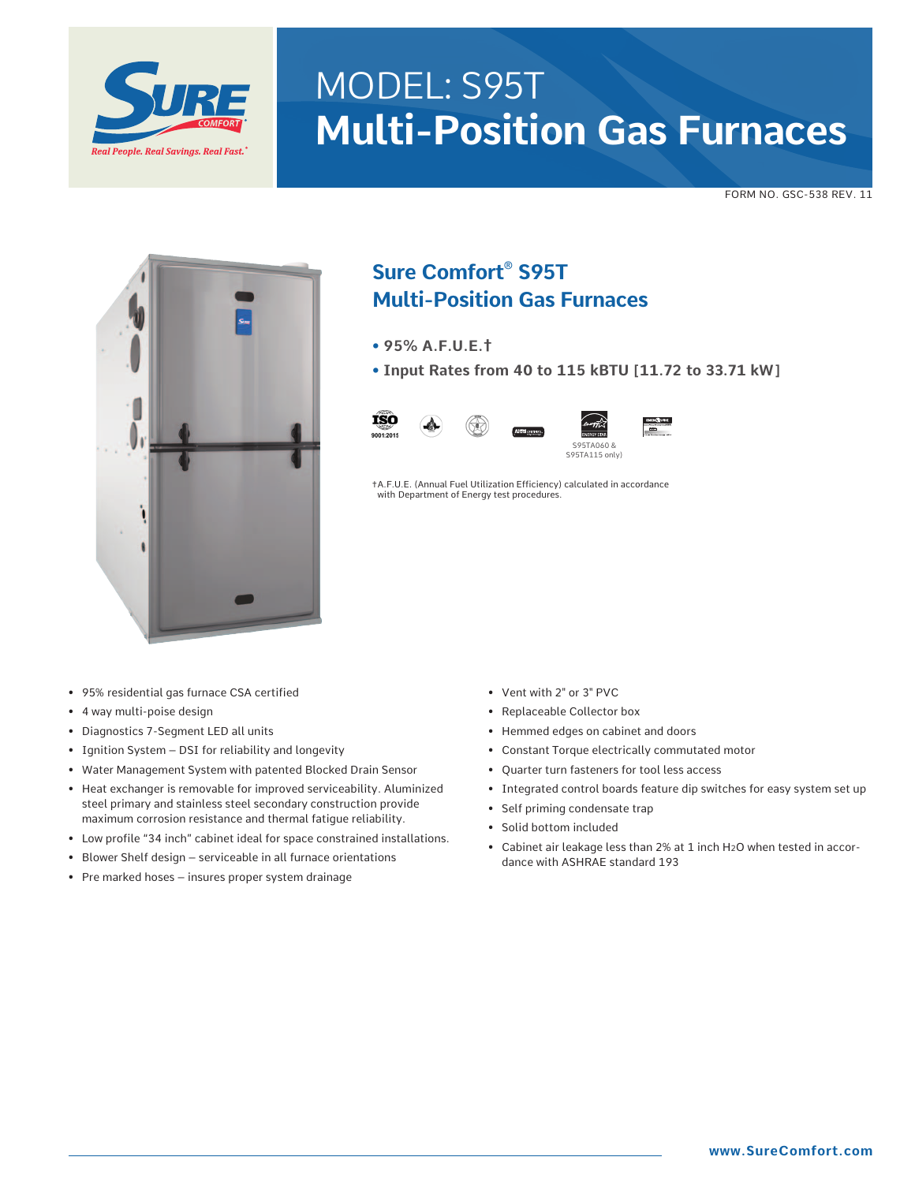# MODEL: S95T
# Multi-Position Gas Furnaces

FORM NO. GSC-538 REV. 11

## Sure Comfort® S95T Multi-Position Gas Furnaces

- **95% A.F.U.E.†**
- **Input Rates from 40 to 115 kBTU [11.72 to 33.71 kW]**

9001:2015

S95TA060 & S95TA115 only)

†A.F.U.E. (Annual Fuel Utilization Efficiency) calculated in accordance with Department of Energy test procedures.

- 95% residential gas furnace CSA certified
- 4 way multi-poise design
- Diagnostics 7-Segment LED all units
- Ignition System – DSI for reliability and longevity
- Water Management System with patented Blocked Drain Sensor
- Heat exchanger is removable for improved serviceability. Aluminized steel primary and stainless steel secondary construction provide maximum corrosion resistance and thermal fatigue reliability.
- Low profile "34 inch" cabinet ideal for space constrained installations.
- Blower Shelf design – serviceable in all furnace orientations
- Pre marked hoses – insures proper system drainage
- Vent with 2" or 3" PVC
- Replaceable Collector box
- Hemmed edges on cabinet and doors
- Constant Torque electrically commutated motor
- Quarter turn fasteners for tool less access
- Integrated control boards feature dip switches for easy system set up
- Self priming condensate trap
- Solid bottom included
- Cabinet air leakage less than 2% at 1 inch $H_2O$ when tested in accordance with ASHRAE standard 193

www.SureComfort.com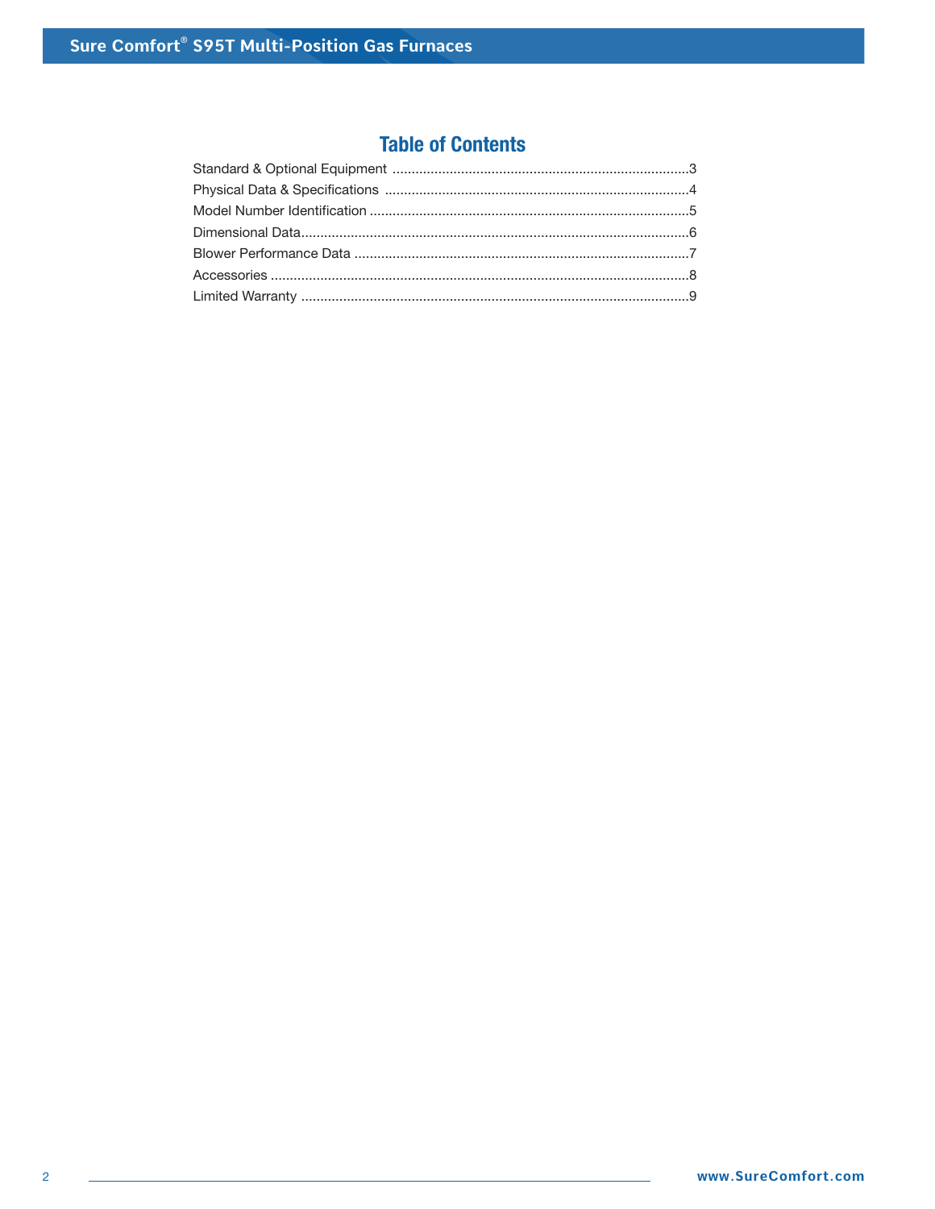## Table of Contents

Standard & Optional Equipment ..............................................................................3
Physical Data & Specifications ..............................................................................4
Model Number Identification ..................................................................................5
Dimensional Data....................................................................................................6
Blower Performance Data ......................................................................................7
Accessories ............................................................................................................8
Limited Warranty ....................................................................................................9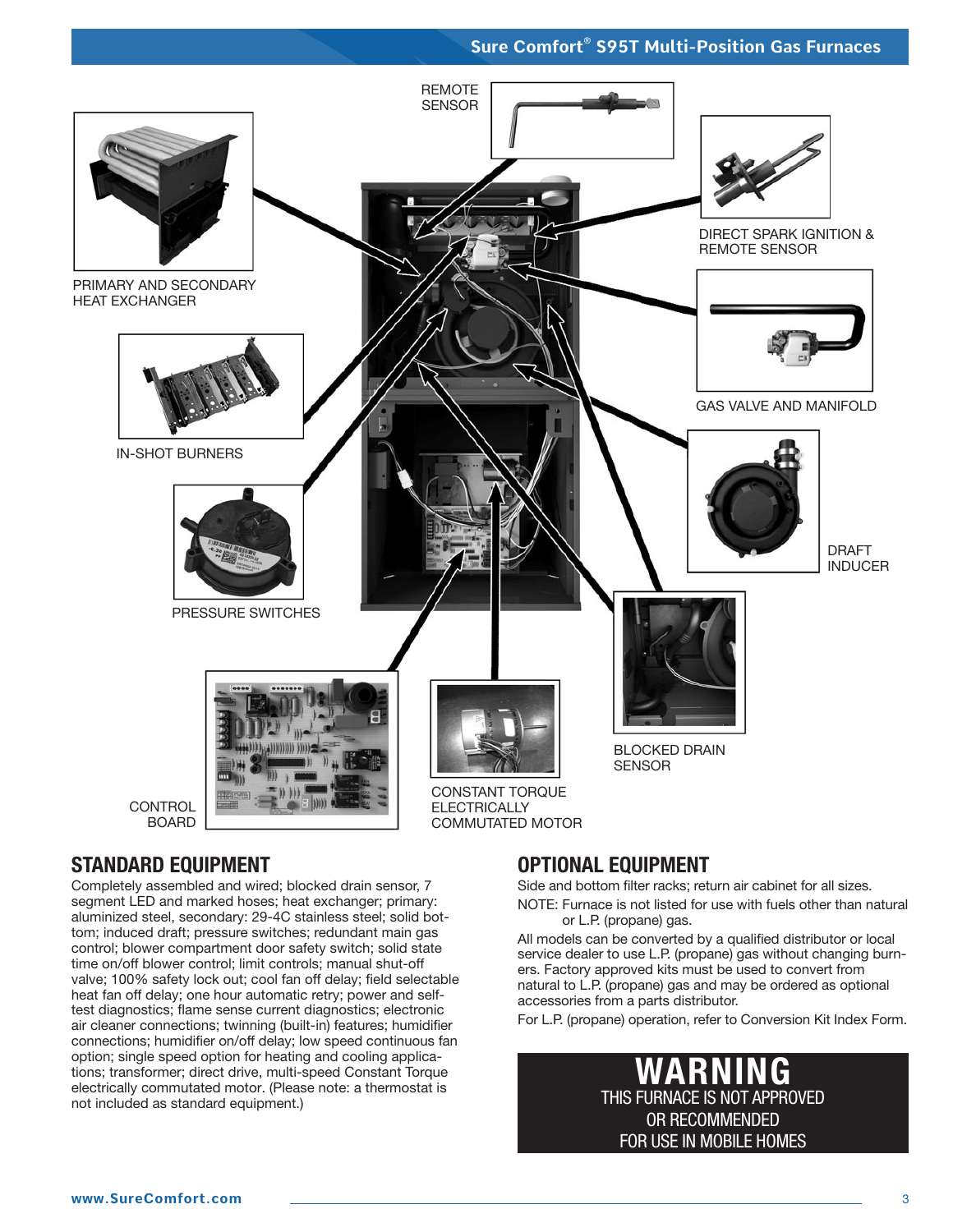REMOTE SENSOR

DIRECT SPARK IGNITION & REMOTE SENSOR

PRIMARY AND SECONDARY HEAT EXCHANGER

GAS VALVE AND MANIFOLD

IN-SHOT BURNERS

DRAFT INDUCER

PRESSURE SWITCHES

BLOCKED DRAIN SENSOR

CONTROL BOARD

CONSTANT TORQUE ELECTRICALLY COMMUTATED MOTOR

## STANDARD EQUIPMENT

Completely assembled and wired; blocked drain sensor, 7 segment LED and marked hoses; heat exchanger; primary: aluminized steel, secondary: 29-4C stainless steel; solid bottom; induced draft; pressure switches; redundant main gas control; blower compartment door safety switch; solid state time on/off blower control; limit controls; manual shut-off valve; 100% safety lock out; cool fan off delay; field selectable heat fan off delay; one hour automatic retry; power and self-test diagnostics; flame sense current diagnostics; electronic air cleaner connections; twinning (built-in) features; humidifier connections; humidifier on/off delay; low speed continuous fan option; single speed option for heating and cooling applications; transformer; direct drive, multi-speed Constant Torque electrically commutated motor. (Please note: a thermostat is not included as standard equipment.)

## OPTIONAL EQUIPMENT

Side and bottom filter racks; return air cabinet for all sizes.

NOTE: Furnace is not listed for use with fuels other than natural or L.P. (propane) gas.

All models can be converted by a qualified distributor or local service dealer to use L.P. (propane) gas without changing burners. Factory approved kits must be used to convert from natural to L.P. (propane) gas and may be ordered as optional accessories from a parts distributor.

For L.P. (propane) operation, refer to Conversion Kit Index Form.

**WARNING**

THIS FURNACE IS NOT APPROVED OR RECOMMENDED FOR USE IN MOBILE HOMES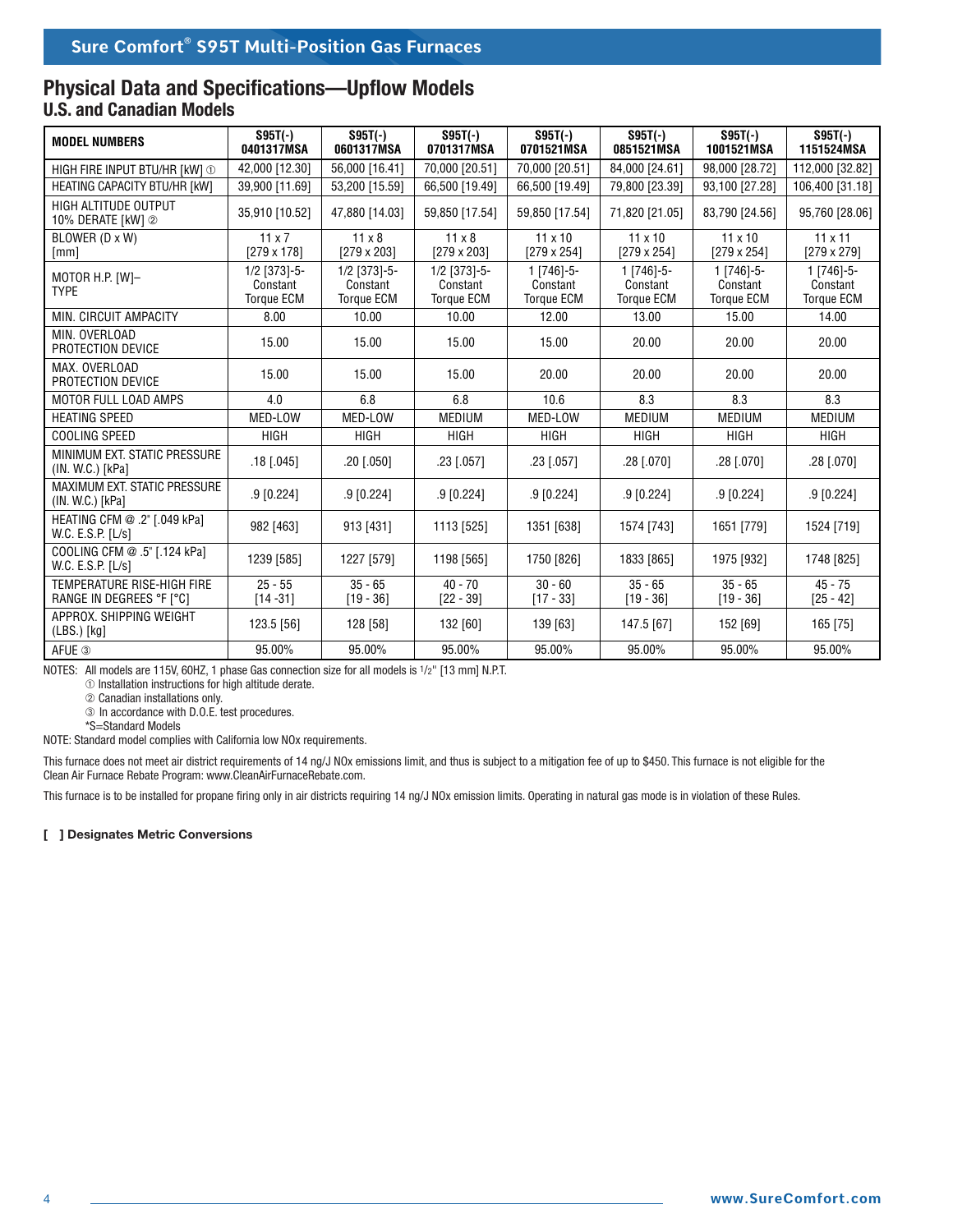## Physical Data and Specifications—Upflow Models

### U.S. and Canadian Models

| MODEL NUMBERS | S95T(-) 0401317MSA | S95T(-) 0601317MSA | S95T(-) 0701317MSA | S95T(-) 0701521MSA | S95T(-) 0851521MSA | S95T(-) 1001521MSA | S95T(-) 1151524MSA |
|---|---|---|---|---|---|---|---|
| HIGH FIRE INPUT BTU/HR [kW] ① | 42,000 [12.30] | 56,000 [16.41] | 70,000 [20.51] | 70,000 [20.51] | 84,000 [24.61] | 98,000 [28.72] | 112,000 [32.82] |
| HEATING CAPACITY BTU/HR [kW] | 39,900 [11.69] | 53,200 [15.59] | 66,500 [19.49] | 66,500 [19.49] | 79,800 [23.39] | 93,100 [27.28] | 106,400 [31.18] |
| HIGH ALTITUDE OUTPUT 10% DERATE [kW] ② | 35,910 [10.52] | 47,880 [14.03] | 59,850 [17.54] | 59,850 [17.54] | 71,820 [21.05] | 83,790 [24.56] | 95,760 [28.06] |
| BLOWER (D x W) [mm] | 11 x 7 [279 x 178] | 11 x 8 [279 x 203] | 11 x 8 [279 x 203] | 11 x 10 [279 x 254] | 11 x 10 [279 x 254] | 11 x 10 [279 x 254] | 11 x 11 [279 x 279] |
| MOTOR H.P. [W]–TYPE | 1/2 [373]-5-Constant Torque ECM | 1/2 [373]-5-Constant Torque ECM | 1/2 [373]-5-Constant Torque ECM | 1 [746]-5-Constant Torque ECM | 1 [746]-5-Constant Torque ECM | 1 [746]-5-Constant Torque ECM | 1 [746]-5-Constant Torque ECM |
| MIN. CIRCUIT AMPACITY | 8.00 | 10.00 | 10.00 | 12.00 | 13.00 | 15.00 | 14.00 |
| MIN. OVERLOAD PROTECTION DEVICE | 15.00 | 15.00 | 15.00 | 15.00 | 20.00 | 20.00 | 20.00 |
| MAX. OVERLOAD PROTECTION DEVICE | 15.00 | 15.00 | 15.00 | 20.00 | 20.00 | 20.00 | 20.00 |
| MOTOR FULL LOAD AMPS | 4.0 | 6.8 | 6.8 | 10.6 | 8.3 | 8.3 | 8.3 |
| HEATING SPEED | MED-LOW | MED-LOW | MEDIUM | MED-LOW | MEDIUM | MEDIUM | MEDIUM |
| COOLING SPEED | HIGH | HIGH | HIGH | HIGH | HIGH | HIGH | HIGH |
| MINIMUM EXT. STATIC PRESSURE (IN. W.C.) [kPa] | .18 [.045] | .20 [.050] | .23 [.057] | .23 [.057] | .28 [.070] | .28 [.070] | .28 [.070] |
| MAXIMUM EXT. STATIC PRESSURE (IN. W.C.) [kPa] | .9 [0.224] | .9 [0.224] | .9 [0.224] | .9 [0.224] | .9 [0.224] | .9 [0.224] | .9 [0.224] |
| HEATING CFM @ .2" [.049 kPa] W.C. E.S.P. [L/s] | 982 [463] | 913 [431] | 1113 [525] | 1351 [638] | 1574 [743] | 1651 [779] | 1524 [719] |
| COOLING CFM @ .5" [.124 kPa] W.C. E.S.P. [L/s] | 1239 [585] | 1227 [579] | 1198 [565] | 1750 [826] | 1833 [865] | 1975 [932] | 1748 [825] |
| TEMPERATURE RISE-HIGH FIRE RANGE IN DEGREES °F [°C] | 25 - 55 [14 -31] | 35 - 65 [19 - 36] | 40 - 70 [22 - 39] | 30 - 60 [17 - 33] | 35 - 65 [19 - 36] | 35 - 65 [19 - 36] | 45 - 75 [25 - 42] |
| APPROX. SHIPPING WEIGHT (LBS.) [kg] | 123.5 [56] | 128 [58] | 132 [60] | 139 [63] | 147.5 [67] | 152 [69] | 165 [75] |
| AFUE ③ | 95.00% | 95.00% | 95.00% | 95.00% | 95.00% | 95.00% | 95.00% |

NOTES: All models are 115V, 60HZ, 1 phase Gas connection size for all models is 1/2" [13 mm] N.P.T.

① Installation instructions for high altitude derate.

② Canadian installations only.

③ In accordance with D.O.E. test procedures.

*S=Standard Models

NOTE: Standard model complies with California low NOx requirements.

This furnace does not meet air district requirements of 14 ng/J NOx emissions limit, and thus is subject to a mitigation fee of up to $450. This furnace is not eligible for the Clean Air Furnace Rebate Program: www.CleanAirFurnaceRebate.com.

This furnace is to be installed for propane firing only in air districts requiring 14 ng/J NOx emission limits. Operating in natural gas mode is in violation of these Rules.

**[ ] Designates Metric Conversions**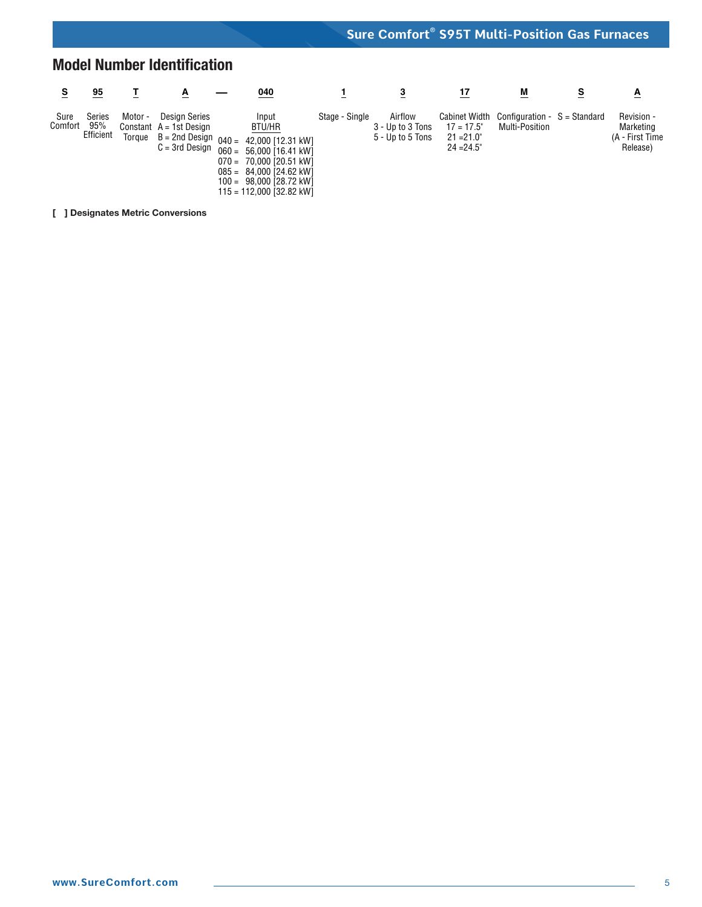## Model Number Identification

| S | 95 | T | A | — | 040 | 1 | 3 | 17 | M | S | A |
|---|---|---|---|---|---|---|---|---|---|---|---|
| Sure Comfort | Series 95% Efficient | Motor - Constant Torque | Design Series<br>A = 1st Design<br>B = 2nd Design<br>C = 3rd Design | | Input BTU/HR<br>040 = 42,000 [12.31 kW]<br>060 = 56,000 [16.41 kW]<br>070 = 70,000 [20.51 kW]<br>085 = 84,000 [24.62 kW]<br>100 = 98,000 [28.72 kW]<br>115 = 112,000 [32.82 kW] | Stage - Single | Airflow<br>3 - Up to 3 Tons<br>5 - Up to 5 Tons | Cabinet Width<br>17 = 17.5"<br>21 =21.0"<br>24 =24.5" | Configuration - Multi-Position | S = Standard | Revision - Marketing (A - First Time Release) |

**[ ] Designates Metric Conversions**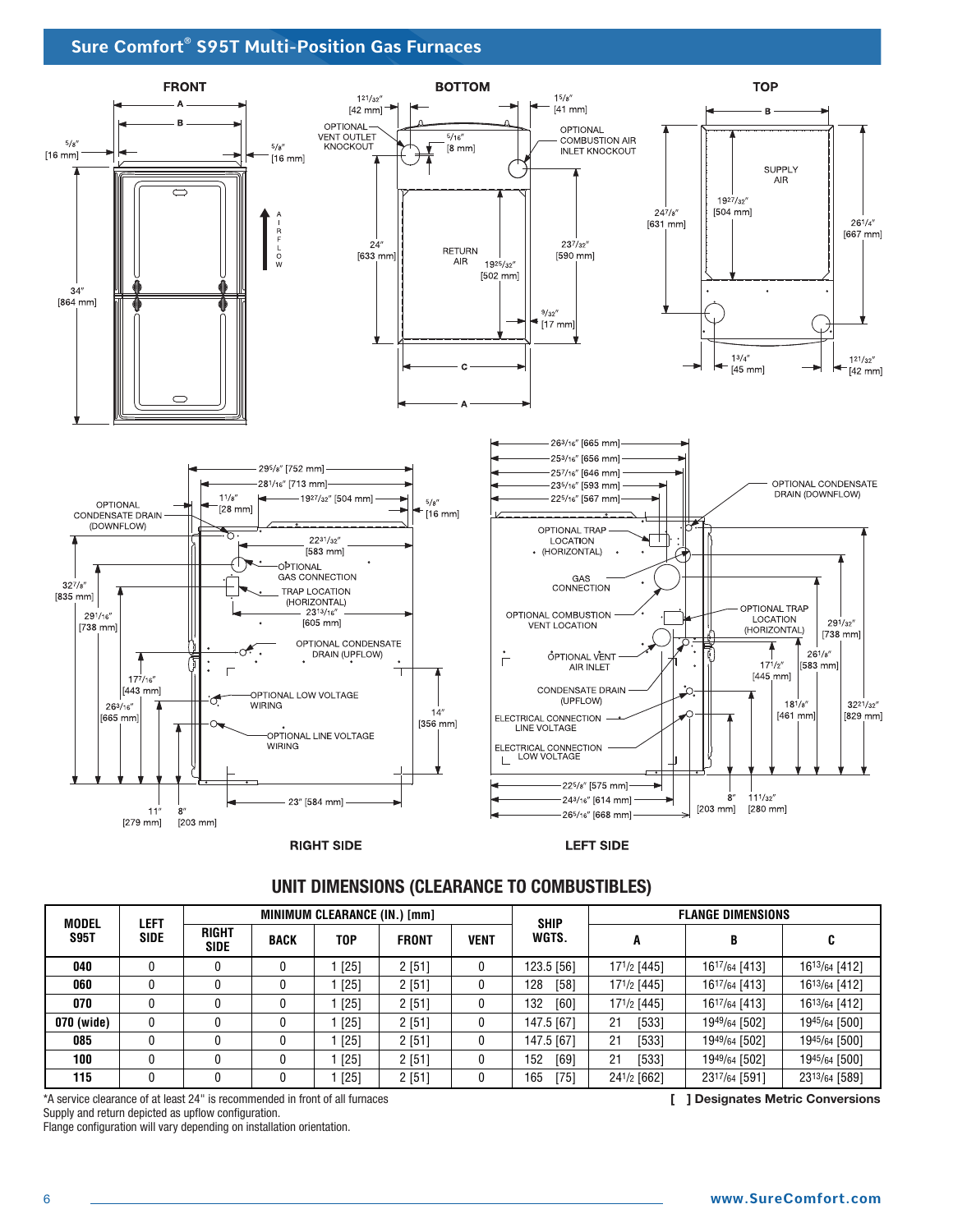## Sure Comfort® S95T Multi-Position Gas Furnaces

FRONT

BOTTOM

TOP

RIGHT SIDE

LEFT SIDE

## UNIT DIMENSIONS (CLEARANCE TO COMBUSTIBLES)

| MODEL S95T | LEFT SIDE | MINIMUM CLEARANCE (IN.) [mm] | | | | | SHIP WGTS. | FLANGE DIMENSIONS | | |
|---|---|---|---|---|---|---|---|---|---|---|
| | | RIGHT SIDE | BACK | TOP | FRONT | VENT | | A | B | C |
| 040 | 0 | 0 | 0 | 1 [25] | 2 [51] | 0 | 123.5 [56] | 17 1/2 [445] | 16 17/64 [413] | 16 13/64 [412] |
| 060 | 0 | 0 | 0 | 1 [25] | 2 [51] | 0 | 128 [58] | 17 1/2 [445] | 16 17/64 [413] | 16 13/64 [412] |
| 070 | 0 | 0 | 0 | 1 [25] | 2 [51] | 0 | 132 [60] | 17 1/2 [445] | 16 17/64 [413] | 16 13/64 [412] |
| 070 (wide) | 0 | 0 | 0 | 1 [25] | 2 [51] | 0 | 147.5 [67] | 21 [533] | 19 49/64 [502] | 19 45/64 [500] |
| 085 | 0 | 0 | 0 | 1 [25] | 2 [51] | 0 | 147.5 [67] | 21 [533] | 19 49/64 [502] | 19 45/64 [500] |
| 100 | 0 | 0 | 0 | 1 [25] | 2 [51] | 0 | 152 [69] | 21 [533] | 19 49/64 [502] | 19 45/64 [500] |
| 115 | 0 | 0 | 0 | 1 [25] | 2 [51] | 0 | 165 [75] | 24 1/2 [662] | 23 17/64 [591] | 23 13/64 [589] |

*A service clearance of at least 24" is recommended in front of all furnaces

Supply and return depicted as upflow configuration.

Flange configuration will vary depending on installation orientation.

[ ] Designates Metric Conversions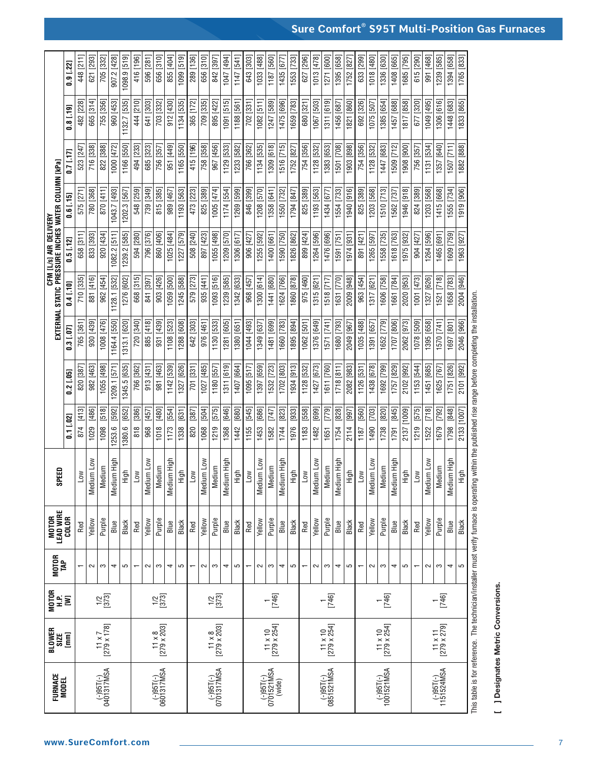| FURNACE MODEL | BLOWER SIZE [mm] | MOTOR H.P. [W] | MOTOR TAP | MOTOR LEAD WIRE COLOR | SPEED | CFM [L/s] AIR DELIVERY EXTERNAL STATIC PRESSURE INCHES WATER COLUMN [kPa] | | | | | | | | |
|---|---|---|---|---|---|---|---|---|---|---|---|---|---|---|
| | | | | | | 0.1 [.02] | 0.2 [.05] | 0.3 [.07] | 0.4 [.10] | 0.5 [.12] | 0.6 [.15] | 0.7 [.17] | 0.8 [.19] | 0.9 [.22] |
| (-)95T(-) 040131?MSA | 11 x 7 [279 x 178] | 1/2 [373] | 1 | Red | Low | 874 [413] | 820 [387] | 765 [361] | 710 [335] | 658 [311] | 575 [271] | 523 [247] | 482 [228] | 448 [211] |
| | | | 2 | Yellow | Medium Low | 1029 [486] | 982 [463] | 930 [439] | 881 [416] | 833 [393] | 780 [368] | 716 [338] | 665 [314] | 621 [293] |
| | | | 3 | Purple | Medium | 1098 [518] | 1055 [498] | 1008 [476] | 962 [454] | 920 [434] | 870 [411] | 822 [388] | 755 [356] | 705 [332] |
| | | | 4 | Blue | Medium High | 1253.6 [592] | 1209.1 [571] | 1164.4 [550] | 1128.1 [532] | 1082.2 [511] | 1043.7 [493] | 1000 [472] | 960 [453] | 907.2 [428] |
| | | | 5 | Black | High | 1380.6 [652] | 1345.5 [635] | 1313.1 [620] | 1276 [602] | 1239.2 [585] | 1202.3 [567] | 1166 [550] | 1132.7 [535] | 1098.9 [519] |
| (-)95T(-) 060131?MSA | 11 x 8 [279 x 203] | 1/2 [373] | 1 | Red | Low | 818 [386] | 766 [362] | 720 [340] | 668 [315] | 594 [280] | 548 [259] | 494 [233] | 444 [210] | 416 [196] |
| | | | 2 | Yellow | Medium Low | 968 [457] | 913 [431] | 885 [418] | 841 [397] | 796 [376] | 739 [349] | 685 [323] | 641 [303] | 596 [281] |
| | | | 3 | Purple | Medium | 1018 [480] | 981 [463] | 931 [439] | 903 [426] | 860 [406] | 815 [385] | 756 [357] | 703 [332] | 656 [310] |
| | | | 4 | Blue | Medium High | 1173 [554] | 1142 [539] | 1108 [523] | 1059 [500] | 1025 [484] | 989 [467] | 951 [449] | 912 [430] | 855 [404] |
| | | | 5 | Black | High | 1338 [631] | 1327 [626] | 1288 [608] | 1245 [588] | 1227 [579] | 1193 [563] | 1165 [550] | 1134 [535] | 1099 [519] |
| (-)95T(-) 070131?MSA | 11 x 8 [279 x 203] | 1/2 [373] | 1 | Red | Low | 820 [387] | 701 [331] | 642 [303] | 579 [273] | 508 [240] | 473 [223] | 415 [196] | 365 [172] | 289 [136] |
| | | | 2 | Yellow | Medium Low | 1068 [504] | 1027 [485] | 976 [461] | 935 [441] | 897 [423] | 825 [389] | 758 [358] | 709 [335] | 656 [310] |
| | | | 3 | Purple | Medium | 1219 [575] | 1180 [557] | 1130 [533] | 1093 [516] | 1055 [498] | 1005 [474] | 967 [456] | 895 [422] | 842 [397] |
| | | | 4 | Blue | Medium High | 1368 [646] | 1311 [619] | 1281 [605] | 1239 [585] | 1209 [570] | 1174 [554] | 1129 [533] | 1091 [515] | 1047 [494] |
| | | | 5 | Black | High | 1442 [680] | 1407 [664] | 1380 [651] | 1342 [633] | 1306 [617] | 1269 [599] | 1233 [582] | 1188 [561] | 1147 [541] |
| (-)95T(-) 070152?MSA (wide) | 11 x 10 [279 x 254] | 1 [746] | 1 | Red | Low | 1155 [545] | 1095 [517] | 1044 [493] | 968 [457] | 906 [427] | 846 [399] | 766 [362] | 702 [331] | 643 [303] |
| | | | 2 | Yellow | Medium Low | 1453 [686] | 1397 [659] | 1349 [637] | 1300 [614] | 1255 [592] | 1208 [570] | 1134 [535] | 1082 [511] | 1033 [488] |
| | | | 3 | Purple | Medium | 1582 [747] | 1532 [723] | 1481 [699] | 1441 [680] | 1400 [661] | 1358 [641] | 1309 [618] | 1247 [589] | 1187 [560] |
| | | | 4 | Blue | Medium High | 1744 [823] | 1702 [803] | 1660 [783] | 1624 [766] | 1590 [750] | 1550 [732] | 1516 [715] | 1475 [696] | 1435 [677] |
| | | | 5 | Black | High | 1976 [933] | 1934 [913] | 1895 [894] | 1860 [878] | 1826 [862] | 1794 [847] | 1752 [827] | 1659 [783] | 1553 [733] |
| (-)95T(-) 085152?MSA | 11 x 10 [279 x 254] | 1 [746] | 1 | Red | Low | 1183 [558] | 1128 [532] | 1062 [501] | 975 [460] | 899 [424] | 825 [389] | 754 [356] | 680 [321] | 627 [296] |
| | | | 2 | Yellow | Medium Low | 1482 [699] | 1427 [673] | 1376 [649] | 1315 [621] | 1264 [596] | 1193 [563] | 1128 [532] | 1067 [503] | 1013 [478] |
| | | | 3 | Purple | Medium | 1651 [779] | 1611 [760] | 1571 [741] | 1518 [717] | 1476 [696] | 1434 [677] | 1383 [653] | 1311 [619] | 1271 [600] |
| | | | 4 | Blue | Medium High | 1754 [828] | 1718 [811] | 1680 [793] | 1631 [770] | 1591 [751] | 1554 [733] | 1501 [708] | 1456 [687] | 1395 [658] |
| | | | 5 | Black | High | 2114 [997] | 2082 [983] | 2049 [967] | 2009 [948] | 1974 [931] | 1940 [916] | 1903 [898] | 1821 [860] | 1752 [827] |
| (-)95T(-) 100152?MSA | 11 x 10 [279 x 254] | 1 [746] | 1 | Red | Low | 1187 [560] | 1126 [531] | 1035 [488] | 963 [454] | 891 [421] | 825 [389] | 754 [356] | 692 [326] | 633 [299] |
| | | | 2 | Yellow | Medium Low | 1490 [703] | 1438 [678] | 1391 [657] | 1317 [621] | 1265 [597] | 1203 [568] | 1128 [532] | 1075 [507] | 1018 [480] |
| | | | 3 | Purple | Medium | 1738 [820] | 1692 [799] | 1652 [779] | 1606 [758] | 1558 [735] | 1510 [713] | 1447 [683] | 1385 [654] | 1336 [630] |
| | | | 4 | Blue | Medium High | 1791 [845] | 1757 [829] | 1707 [806] | 1661 [784] | 1618 [763] | 1562 [737] | 1509 [712] | 1457 [688] | 1408 [665] |
| | | | 5 | Black | High | 2137 [1009] | 2102 [992] | 2062 [973] | 2020 [953] | 1975 [932] | 1946 [918] | 1908 [900] | 1817 [858] | 1685 [795] |
| (-)95T(-) 115152?MSA | 11 x 11 [279 x 279] | 1 [746] | 1 | Red | Low | 1219 [575] | 1153 [544] | 1078 [509] | 1001 [473] | 904 [427] | 824 [389] | 756 [357] | 677 [320] | 615 [290] |
| | | | 2 | Yellow | Medium Low | 1522 [718] | 1451 [685] | 1395 [658] | 1327 [626] | 1264 [596] | 1203 [568] | 1131 [534] | 1049 [495] | 991 [468] |
| | | | 3 | Purple | Medium | 1679 [792] | 1625 [767] | 1570 [741] | 1521 [718] | 1465 [691] | 1415 [668] | 1357 [640] | 1306 [616] | 1239 [585] |
| | | | 4 | Blue | Medium High | 1798 [848] | 1751 [826] | 1697 [801] | 1658 [783] | 1609 [759] | 1555 [734] | 1507 [711] | 1448 [683] | 1394 [658] |
| | | | 5 | Black | High | 2133 [1007] | 2101 [992] | 2046 [966] | 2004 [946] | 1963 [927] | 1919 [906] | 1882 [888] | 1833 [865] | 1765 [833] |

This table is for reference. The technician/installer must verify furnace is operating within the published rise range before completing the installation.

**[ ] Designates Metric Conversions.**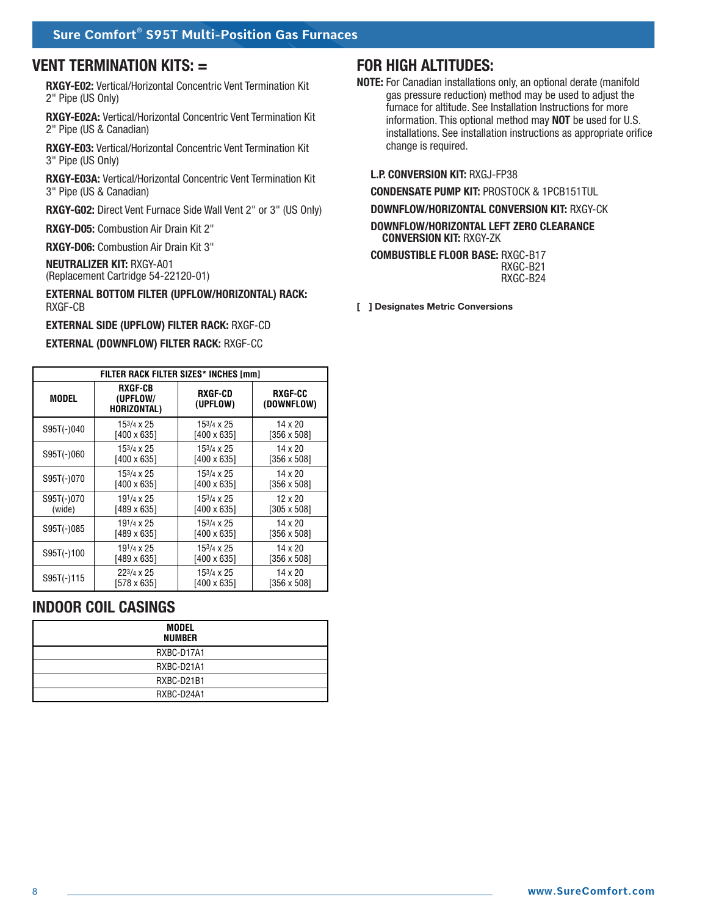## VENT TERMINATION KITS: =

**RXGY-E02:** Vertical/Horizontal Concentric Vent Termination Kit 2" Pipe (US Only)

**RXGY-E02A:** Vertical/Horizontal Concentric Vent Termination Kit 2" Pipe (US & Canadian)

**RXGY-E03:** Vertical/Horizontal Concentric Vent Termination Kit 3" Pipe (US Only)

**RXGY-E03A:** Vertical/Horizontal Concentric Vent Termination Kit 3" Pipe (US & Canadian)

**RXGY-G02:** Direct Vent Furnace Side Wall Vent 2" or 3" (US Only)

**RXGY-D05:** Combustion Air Drain Kit 2"

**RXGY-D06:** Combustion Air Drain Kit 3"

**NEUTRALIZER KIT:** RXGY-A01 (Replacement Cartridge 54-22120-01)

**EXTERNAL BOTTOM FILTER (UPFLOW/HORIZONTAL) RACK:** RXGF-CB

**EXTERNAL SIDE (UPFLOW) FILTER RACK:** RXGF-CD

**EXTERNAL (DOWNFLOW) FILTER RACK:** RXGF-CC

| FILTER RACK FILTER SIZES* INCHES [mm] | | | |
|---|---|---|---|
| MODEL | RXGF-CB (UPFLOW/ HORIZONTAL) | RXGF-CD (UPFLOW) | RXGF-CC (DOWNFLOW) |
| S95T(-)040 | 15 3/4 x 25 [400 x 635] | 15 3/4 x 25 [400 x 635] | 14 x 20 [356 x 508] |
| S95T(-)060 | 15 3/4 x 25 [400 x 635] | 15 3/4 x 25 [400 x 635] | 14 x 20 [356 x 508] |
| S95T(-)070 | 15 3/4 x 25 [400 x 635] | 15 3/4 x 25 [400 x 635] | 14 x 20 [356 x 508] |
| S95T(-)070 (wide) | 19 1/4 x 25 [489 x 635] | 15 3/4 x 25 [400 x 635] | 12 x 20 [305 x 508] |
| S95T(-)085 | 19 1/4 x 25 [489 x 635] | 15 3/4 x 25 [400 x 635] | 14 x 20 [356 x 508] |
| S95T(-)100 | 19 1/4 x 25 [489 x 635] | 15 3/4 x 25 [400 x 635] | 14 x 20 [356 x 508] |
| S95T(-)115 | 22 3/4 x 25 [578 x 635] | 15 3/4 x 25 [400 x 635] | 14 x 20 [356 x 508] |

## INDOOR COIL CASINGS

| MODEL NUMBER |
|---|
| RXBC-D17A1 |
| RXBC-D21A1 |
| RXBC-D21B1 |
| RXBC-D24A1 |

## FOR HIGH ALTITUDES:

**NOTE:** For Canadian installations only, an optional derate (manifold gas pressure reduction) method may be used to adjust the furnace for altitude. See Installation Instructions for more information. This optional method may **NOT** be used for U.S. installations. See installation instructions as appropriate orifice change is required.

**L.P. CONVERSION KIT:** RXGJ-FP38

**CONDENSATE PUMP KIT:** PROSTOCK & 1PCB151TUL

**DOWNFLOW/HORIZONTAL CONVERSION KIT:** RXGY-CK

**DOWNFLOW/HORIZONTAL LEFT ZERO CLEARANCE CONVERSION KIT:** RXGY-ZK

**COMBUSTIBLE FLOOR BASE:** RXGC-B17
RXGC-B21
RXGC-B24

**[ ] Designates Metric Conversions**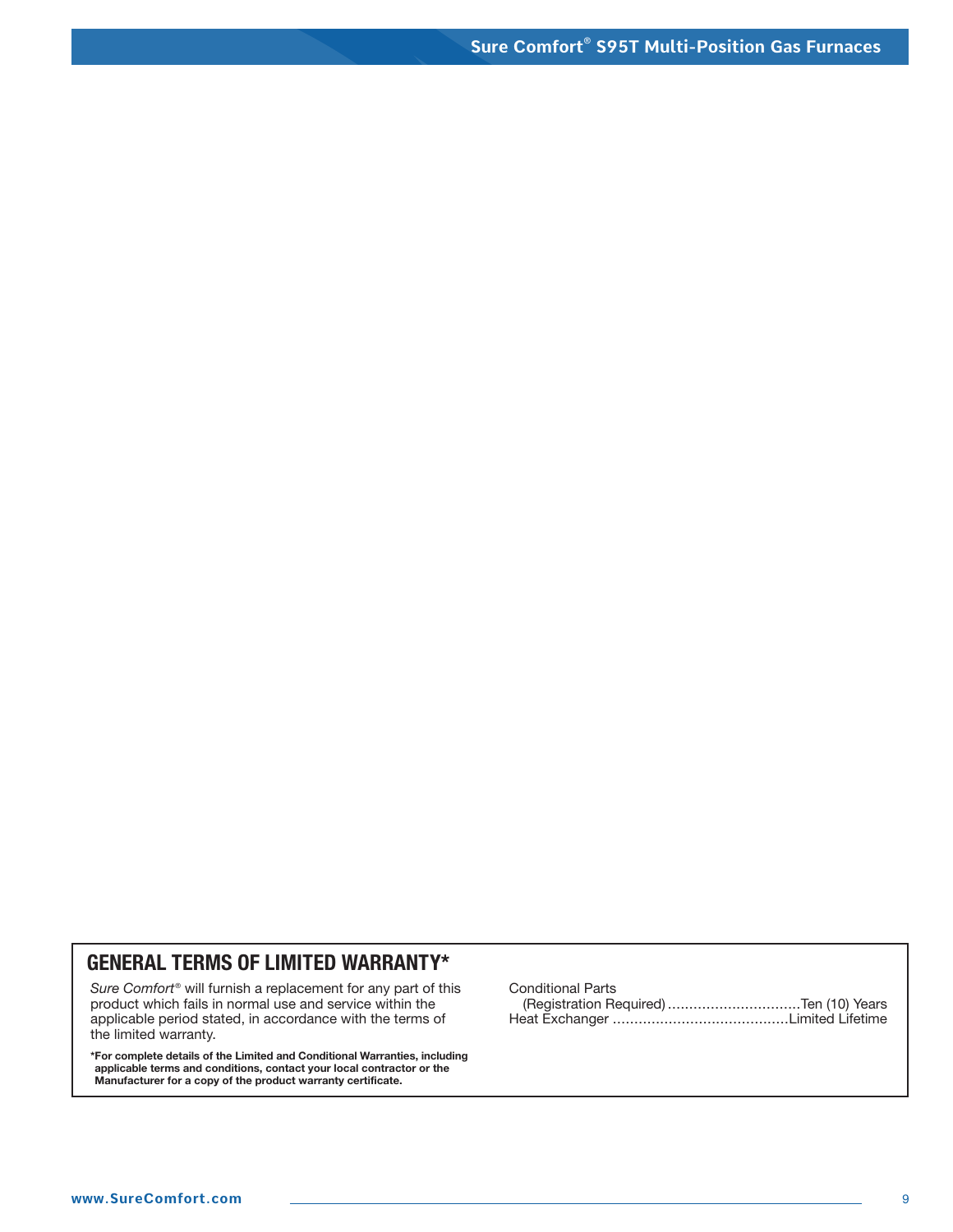## GENERAL TERMS OF LIMITED WARRANTY*

*Sure Comfort®* will furnish a replacement for any part of this product which fails in normal use and service within the applicable period stated, in accordance with the terms of the limited warranty.

**\*For complete details of the Limited and Conditional Warranties, including applicable terms and conditions, contact your local contractor or the Manufacturer for a copy of the product warranty certificate.**

Conditional Parts
(Registration Required) ............................... Ten (10) Years
Heat Exchanger ......................................... Limited Lifetime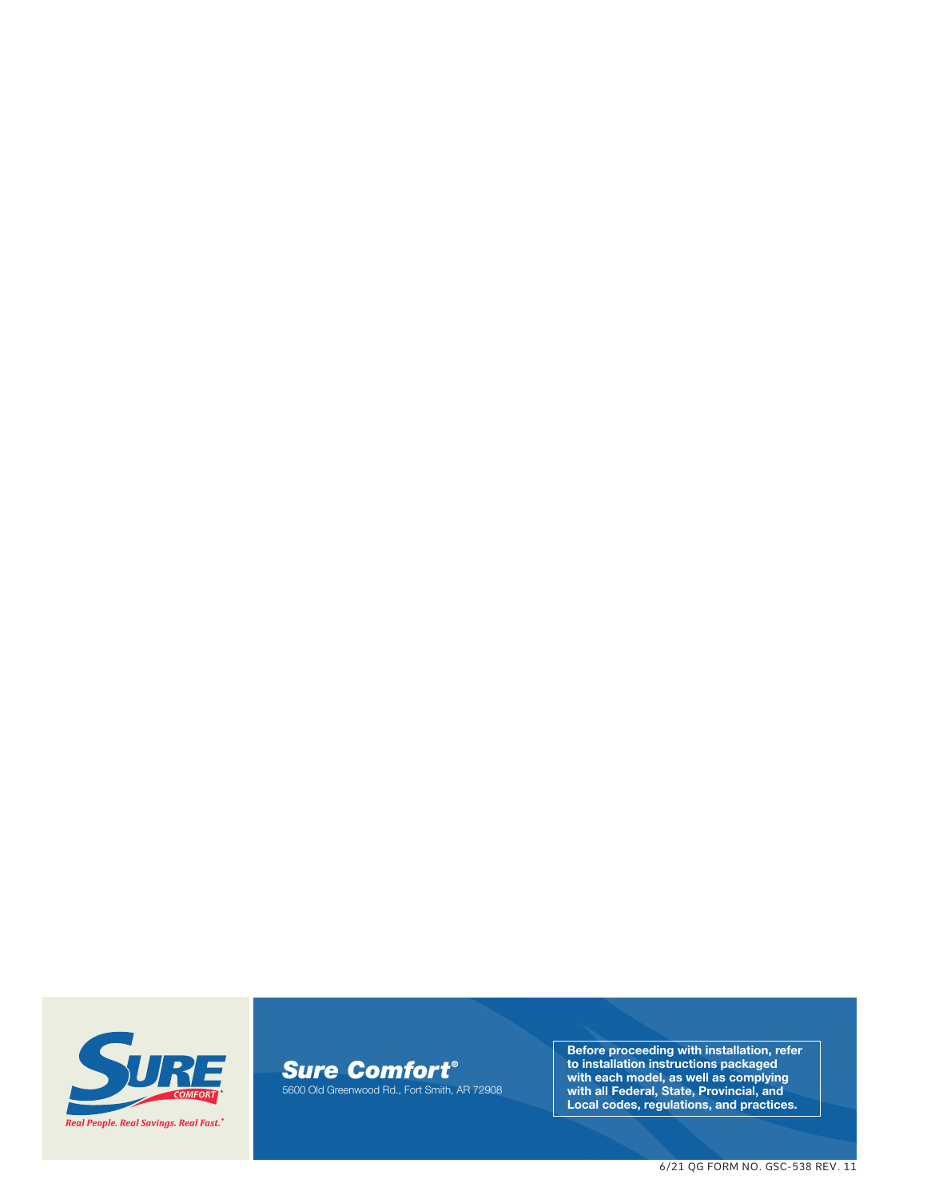Real People. Real Savings. Real Fast.®

**Sure Comfort®**

5600 Old Greenwood Rd., Fort Smith, AR 72908

**Before proceeding with installation, refer to installation instructions packaged with each model, as well as complying with all Federal, State, Provincial, and Local codes, regulations, and practices.**

6/21 QG FORM NO. GSC-538 REV. 11